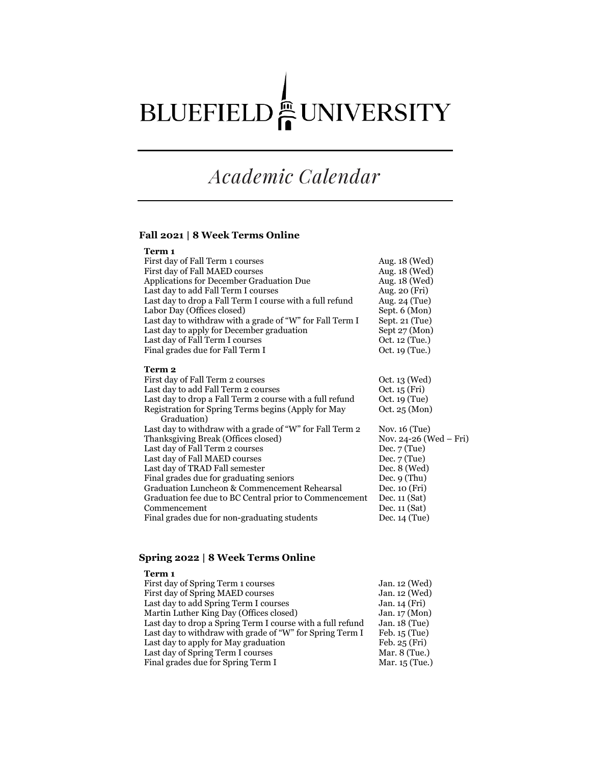# BLUEFIELD UNIVERSITY

## *Academic Calendar*

### Fall 2021 | 8 Week Terms Online

**Term 1**

| | |
|---|---|
| First day of Fall Term 1 courses | Aug. 18 (Wed) |
| First day of Fall MAED courses | Aug. 18 (Wed) |
| Applications for December Graduation Due | Aug. 18 (Wed) |
| Last day to add Fall Term I courses | Aug. 20 (Fri) |
| Last day to drop a Fall Term I course with a full refund | Aug. 24 (Tue) |
| Labor Day (Offices closed) | Sept. 6 (Mon) |
| Last day to withdraw with a grade of "W" for Fall Term I | Sept. 21 (Tue) |
| Last day to apply for December graduation | Sept 27 (Mon) |
| Last day of Fall Term I courses | Oct. 12 (Tue.) |
| Final grades due for Fall Term I | Oct. 19 (Tue.) |

**Term 2**

| | |
|---|---|
| First day of Fall Term 2 courses | Oct. 13 (Wed) |
| Last day to add Fall Term 2 courses | Oct. 15 (Fri) |
| Last day to drop a Fall Term 2 course with a full refund | Oct. 19 (Tue) |
| Registration for Spring Terms begins (Apply for May Graduation) | Oct. 25 (Mon) |
| Last day to withdraw with a grade of "W" for Fall Term 2 | Nov. 16 (Tue) |
| Thanksgiving Break (Offices closed) | Nov. 24-26 (Wed – Fri) |
| Last day of Fall Term 2 courses | Dec. 7 (Tue) |
| Last day of Fall MAED courses | Dec. 7 (Tue) |
| Last day of TRAD Fall semester | Dec. 8 (Wed) |
| Final grades due for graduating seniors | Dec. 9 (Thu) |
| Graduation Luncheon & Commencement Rehearsal | Dec. 10 (Fri) |
| Graduation fee due to BC Central prior to Commencement | Dec. 11 (Sat) |
| Commencement | Dec. 11 (Sat) |
| Final grades due for non-graduating students | Dec. 14 (Tue) |

### Spring 2022 | 8 Week Terms Online

**Term 1**

| | |
|---|---|
| First day of Spring Term 1 courses | Jan. 12 (Wed) |
| First day of Spring MAED courses | Jan. 12 (Wed) |
| Last day to add Spring Term I courses | Jan. 14 (Fri) |
| Martin Luther King Day (Offices closed) | Jan. 17 (Mon) |
| Last day to drop a Spring Term I course with a full refund | Jan. 18 (Tue) |
| Last day to withdraw with grade of "W" for Spring Term I | Feb. 15 (Tue) |
| Last day to apply for May graduation | Feb. 25 (Fri) |
| Last day of Spring Term I courses | Mar. 8 (Tue.) |
| Final grades due for Spring Term I | Mar. 15 (Tue.) |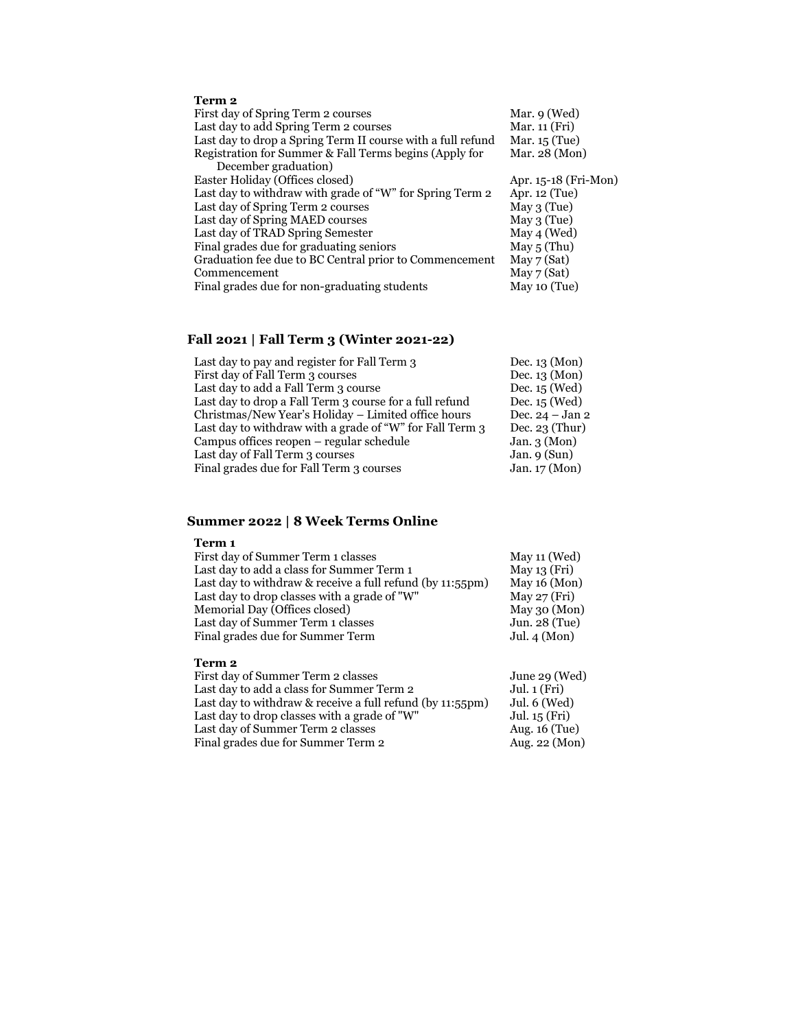### Term 2

| | |
|---|---|
| First day of Spring Term 2 courses | Mar. 9 (Wed) |
| Last day to add Spring Term 2 courses | Mar. 11 (Fri) |
| Last day to drop a Spring Term II course with a full refund | Mar. 15 (Tue) |
| Registration for Summer & Fall Terms begins (Apply for December graduation) | Mar. 28 (Mon) |
| Easter Holiday (Offices closed) | Apr. 15-18 (Fri-Mon) |
| Last day to withdraw with grade of "W" for Spring Term 2 | Apr. 12 (Tue) |
| Last day of Spring Term 2 courses | May 3 (Tue) |
| Last day of Spring MAED courses | May 3 (Tue) |
| Last day of TRAD Spring Semester | May 4 (Wed) |
| Final grades due for graduating seniors | May 5 (Thu) |
| Graduation fee due to BC Central prior to Commencement | May 7 (Sat) |
| Commencement | May 7 (Sat) |
| Final grades due for non-graduating students | May 10 (Tue) |

## Fall 2021 | Fall Term 3 (Winter 2021-22)

| | |
|---|---|
| Last day to pay and register for Fall Term 3 | Dec. 13 (Mon) |
| First day of Fall Term 3 courses | Dec. 13 (Mon) |
| Last day to add a Fall Term 3 course | Dec. 15 (Wed) |
| Last day to drop a Fall Term 3 course for a full refund | Dec. 15 (Wed) |
| Christmas/New Year's Holiday – Limited office hours | Dec. 24 – Jan 2 |
| Last day to withdraw with a grade of "W" for Fall Term 3 | Dec. 23 (Thur) |
| Campus offices reopen – regular schedule | Jan. 3 (Mon) |
| Last day of Fall Term 3 courses | Jan. 9 (Sun) |
| Final grades due for Fall Term 3 courses | Jan. 17 (Mon) |

## Summer 2022 | 8 Week Terms Online

### Term 1

| | |
|---|---|
| First day of Summer Term 1 classes | May 11 (Wed) |
| Last day to add a class for Summer Term 1 | May 13 (Fri) |
| Last day to withdraw & receive a full refund (by 11:55pm) | May 16 (Mon) |
| Last day to drop classes with a grade of "W" | May 27 (Fri) |
| Memorial Day (Offices closed) | May 30 (Mon) |
| Last day of Summer Term 1 classes | Jun. 28 (Tue) |
| Final grades due for Summer Term | Jul. 4 (Mon) |

### Term 2

| | |
|---|---|
| First day of Summer Term 2 classes | June 29 (Wed) |
| Last day to add a class for Summer Term 2 | Jul. 1 (Fri) |
| Last day to withdraw & receive a full refund (by 11:55pm) | Jul. 6 (Wed) |
| Last day to drop classes with a grade of "W" | Jul. 15 (Fri) |
| Last day of Summer Term 2 classes | Aug. 16 (Tue) |
| Final grades due for Summer Term 2 | Aug. 22 (Mon) |